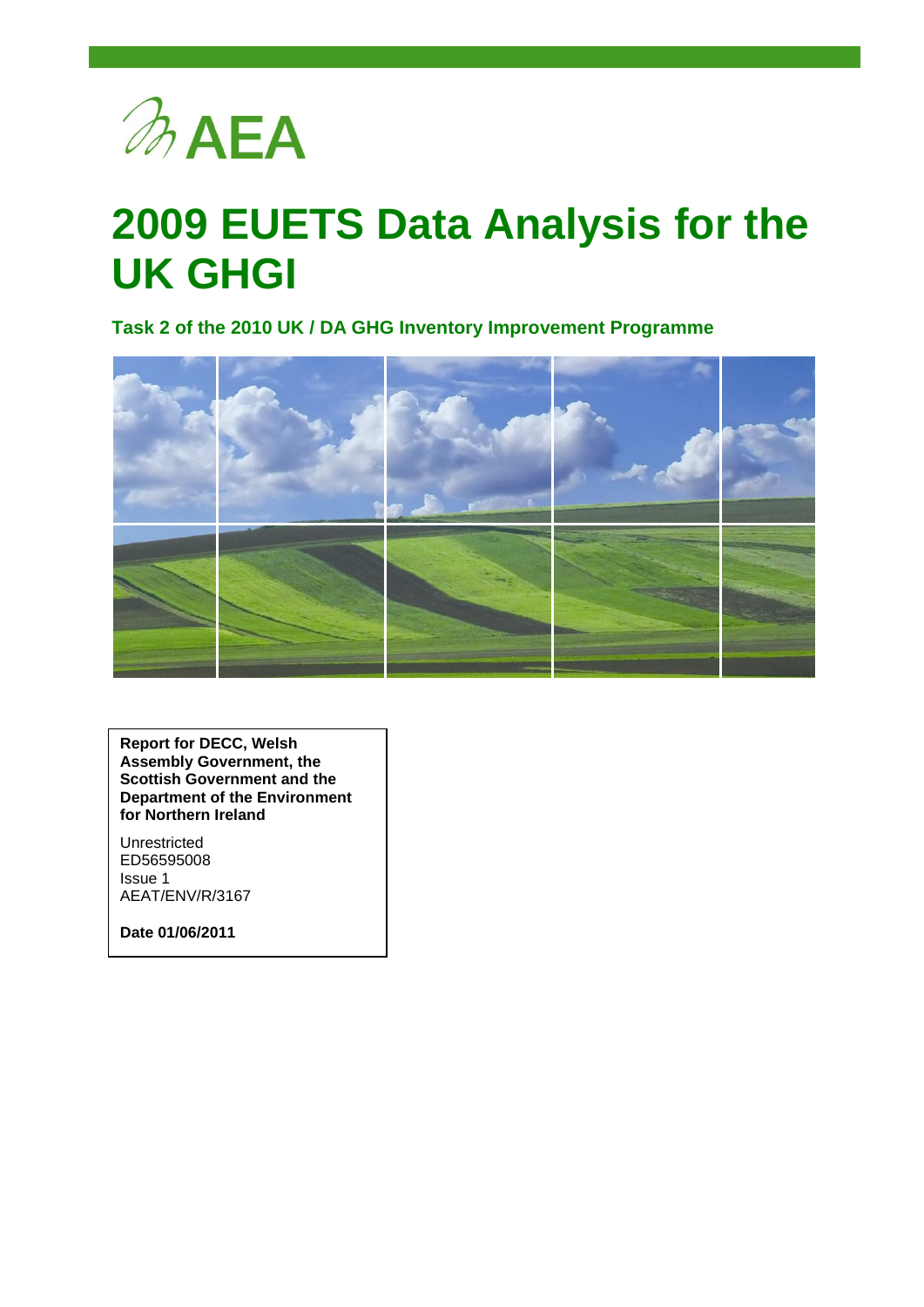AEA

# 2009 EUETS Data Analysis for the UK GHGI

### Task 2 of the 2010 UK / DA GHG Inventory Improvement Programme

**Report for DECC, Welsh Assembly Government, the Scottish Government and the Department of the Environment for Northern Ireland**

Unrestricted
ED56595008
Issue 1
AEAT/ENV/R/3167

**Date 01/06/2011**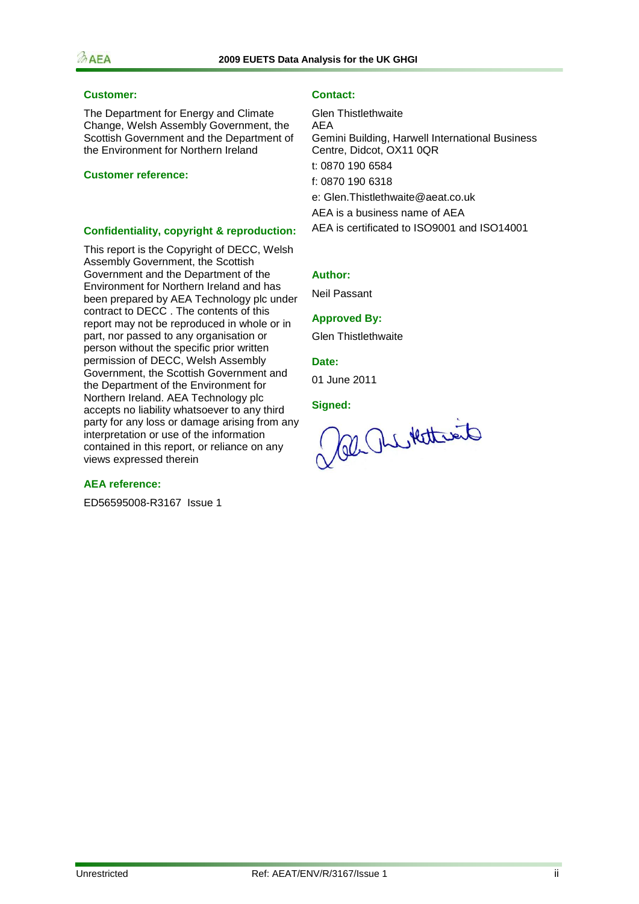**Customer:**

The Department for Energy and Climate Change, Welsh Assembly Government, the Scottish Government and the Department of the Environment for Northern Ireland

**Customer reference:**

**Confidentiality, copyright & reproduction:**

This report is the Copyright of DECC, Welsh Assembly Government, the Scottish Government and the Department of the Environment for Northern Ireland and has been prepared by AEA Technology plc under contract to DECC . The contents of this report may not be reproduced in whole or in part, nor passed to any organisation or person without the specific prior written permission of DECC, Welsh Assembly Government, the Scottish Government and the Department of the Environment for Northern Ireland. AEA Technology plc accepts no liability whatsoever to any third party for any loss or damage arising from any interpretation or use of the information contained in this report, or reliance on any views expressed therein

**AEA reference:**

ED56595008-R3167 Issue 1

**Contact:**

Glen Thistlethwaite
AEA
Gemini Building, Harwell International Business Centre, Didcot, OX11 0QR

t: 0870 190 6584

f: 0870 190 6318

e: Glen.Thistlethwaite@aeat.co.uk

AEA is a business name of AEA

AEA is certificated to ISO9001 and ISO14001

**Author:**

Neil Passant

**Approved By:**

Glen Thistlethwaite

**Date:**

01 June 2011

**Signed:**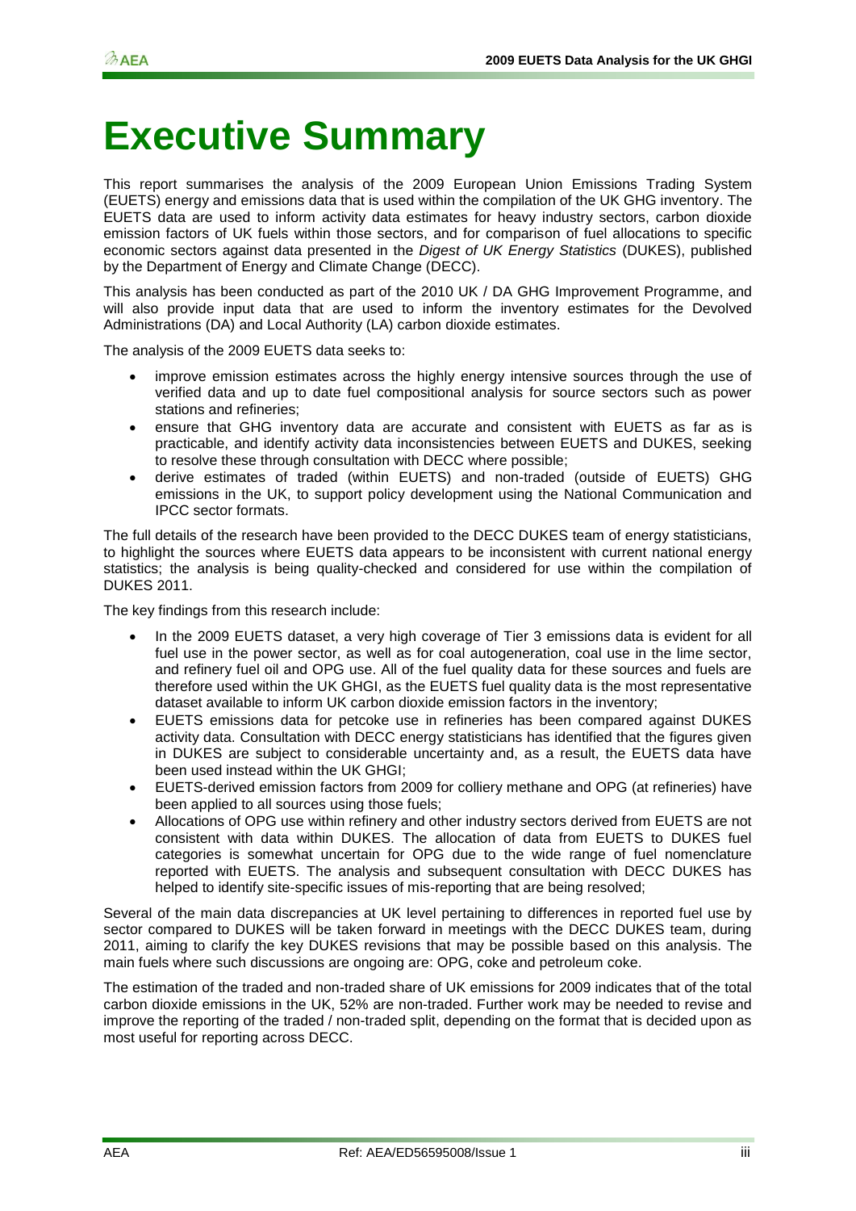# Executive Summary

This report summarises the analysis of the 2009 European Union Emissions Trading System (EUETS) energy and emissions data that is used within the compilation of the UK GHG inventory. The EUETS data are used to inform activity data estimates for heavy industry sectors, carbon dioxide emission factors of UK fuels within those sectors, and for comparison of fuel allocations to specific economic sectors against data presented in the *Digest of UK Energy Statistics* (DUKES), published by the Department of Energy and Climate Change (DECC).

This analysis has been conducted as part of the 2010 UK / DA GHG Improvement Programme, and will also provide input data that are used to inform the inventory estimates for the Devolved Administrations (DA) and Local Authority (LA) carbon dioxide estimates.

The analysis of the 2009 EUETS data seeks to:

- improve emission estimates across the highly energy intensive sources through the use of verified data and up to date fuel compositional analysis for source sectors such as power stations and refineries;
- ensure that GHG inventory data are accurate and consistent with EUETS as far as is practicable, and identify activity data inconsistencies between EUETS and DUKES, seeking to resolve these through consultation with DECC where possible;
- derive estimates of traded (within EUETS) and non-traded (outside of EUETS) GHG emissions in the UK, to support policy development using the National Communication and IPCC sector formats.

The full details of the research have been provided to the DECC DUKES team of energy statisticians, to highlight the sources where EUETS data appears to be inconsistent with current national energy statistics; the analysis is being quality-checked and considered for use within the compilation of DUKES 2011.

The key findings from this research include:

- In the 2009 EUETS dataset, a very high coverage of Tier 3 emissions data is evident for all fuel use in the power sector, as well as for coal autogeneration, coal use in the lime sector, and refinery fuel oil and OPG use. All of the fuel quality data for these sources and fuels are therefore used within the UK GHGI, as the EUETS fuel quality data is the most representative dataset available to inform UK carbon dioxide emission factors in the inventory;
- EUETS emissions data for petcoke use in refineries has been compared against DUKES activity data. Consultation with DECC energy statisticians has identified that the figures given in DUKES are subject to considerable uncertainty and, as a result, the EUETS data have been used instead within the UK GHGI;
- EUETS-derived emission factors from 2009 for colliery methane and OPG (at refineries) have been applied to all sources using those fuels;
- Allocations of OPG use within refinery and other industry sectors derived from EUETS are not consistent with data within DUKES. The allocation of data from EUETS to DUKES fuel categories is somewhat uncertain for OPG due to the wide range of fuel nomenclature reported with EUETS. The analysis and subsequent consultation with DECC DUKES has helped to identify site-specific issues of mis-reporting that are being resolved;

Several of the main data discrepancies at UK level pertaining to differences in reported fuel use by sector compared to DUKES will be taken forward in meetings with the DECC DUKES team, during 2011, aiming to clarify the key DUKES revisions that may be possible based on this analysis. The main fuels where such discussions are ongoing are: OPG, coke and petroleum coke.

The estimation of the traded and non-traded share of UK emissions for 2009 indicates that of the total carbon dioxide emissions in the UK, 52% are non-traded. Further work may be needed to revise and improve the reporting of the traded / non-traded split, depending on the format that is decided upon as most useful for reporting across DECC.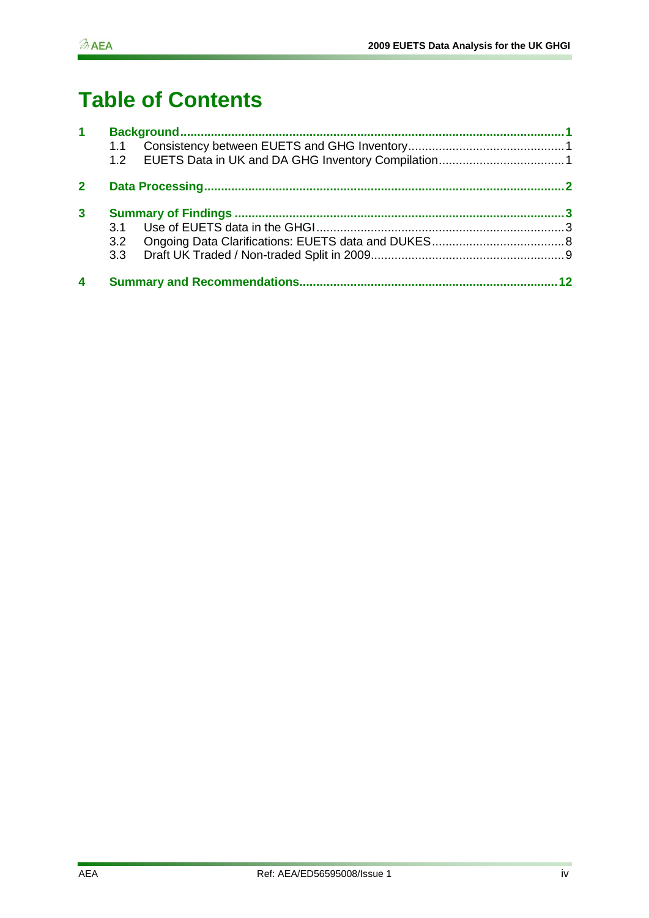# Table of Contents

**1 Background ..... 1**

- 1.1 Consistency between EUETS and GHG Inventory ..... 1
- 1.2 EUETS Data in UK and DA GHG Inventory Compilation ..... 1

**2 Data Processing ..... 2**

**3 Summary of Findings ..... 3**

- 3.1 Use of EUETS data in the GHGI ..... 3
- 3.2 Ongoing Data Clarifications: EUETS data and DUKES ..... 8
- 3.3 Draft UK Traded / Non-traded Split in 2009 ..... 9

**4 Summary and Recommendations ..... 12**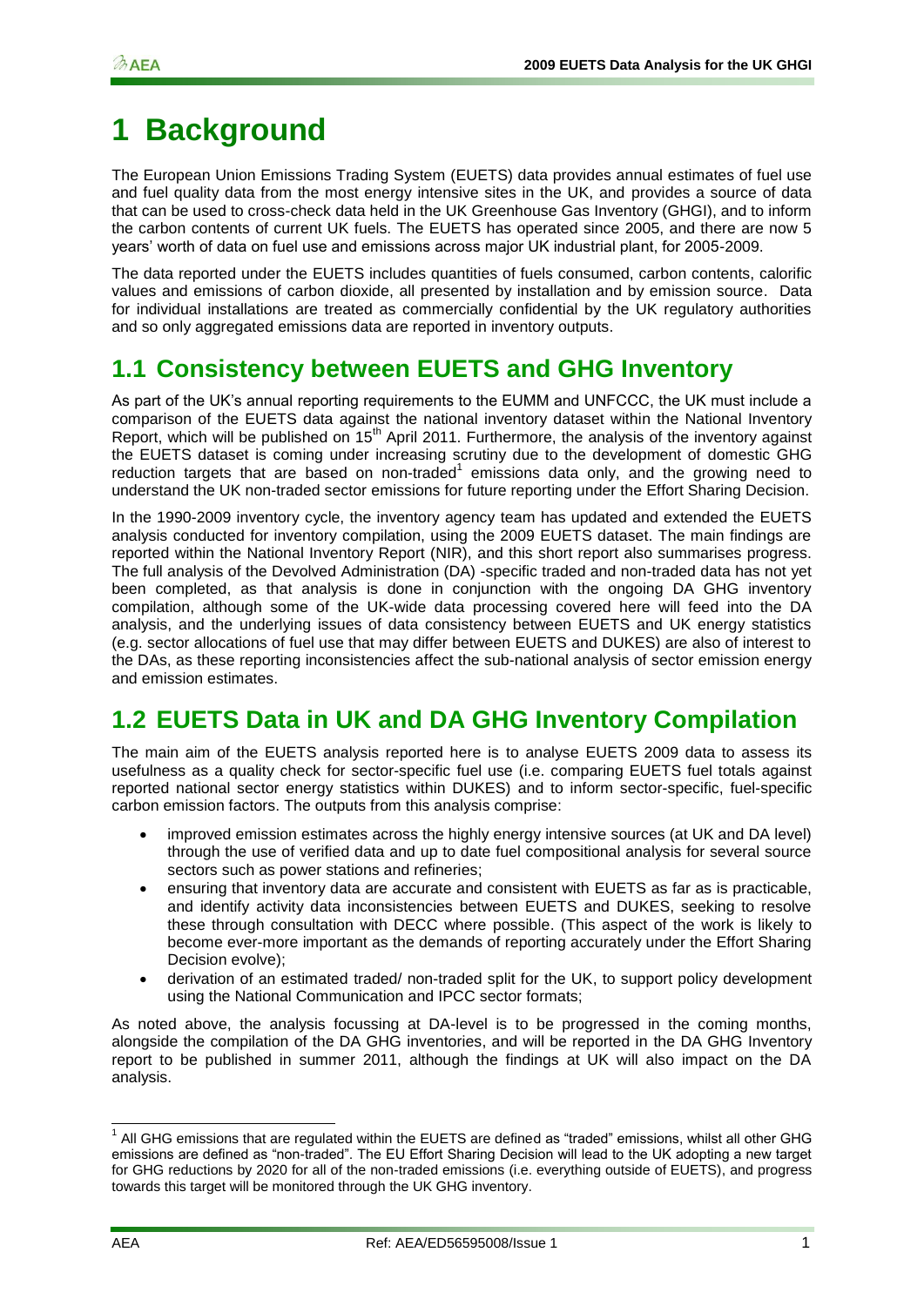# 1 Background

The European Union Emissions Trading System (EUETS) data provides annual estimates of fuel use and fuel quality data from the most energy intensive sites in the UK, and provides a source of data that can be used to cross-check data held in the UK Greenhouse Gas Inventory (GHGI), and to inform the carbon contents of current UK fuels. The EUETS has operated since 2005, and there are now 5 years' worth of data on fuel use and emissions across major UK industrial plant, for 2005-2009.

The data reported under the EUETS includes quantities of fuels consumed, carbon contents, calorific values and emissions of carbon dioxide, all presented by installation and by emission source. Data for individual installations are treated as commercially confidential by the UK regulatory authorities and so only aggregated emissions data are reported in inventory outputs.

## 1.1 Consistency between EUETS and GHG Inventory

As part of the UK's annual reporting requirements to the EUMM and UNFCCC, the UK must include a comparison of the EUETS data against the national inventory dataset within the National Inventory Report, which will be published on 15th April 2011. Furthermore, the analysis of the inventory against the EUETS dataset is coming under increasing scrutiny due to the development of domestic GHG reduction targets that are based on non-traded[1] emissions data only, and the growing need to understand the UK non-traded sector emissions for future reporting under the Effort Sharing Decision.

In the 1990-2009 inventory cycle, the inventory agency team has updated and extended the EUETS analysis conducted for inventory compilation, using the 2009 EUETS dataset. The main findings are reported within the National Inventory Report (NIR), and this short report also summarises progress. The full analysis of the Devolved Administration (DA) -specific traded and non-traded data has not yet been completed, as that analysis is done in conjunction with the ongoing DA GHG inventory compilation, although some of the UK-wide data processing covered here will feed into the DA analysis, and the underlying issues of data consistency between EUETS and UK energy statistics (e.g. sector allocations of fuel use that may differ between EUETS and DUKES) are also of interest to the DAs, as these reporting inconsistencies affect the sub-national analysis of sector emission energy and emission estimates.

## 1.2 EUETS Data in UK and DA GHG Inventory Compilation

The main aim of the EUETS analysis reported here is to analyse EUETS 2009 data to assess its usefulness as a quality check for sector-specific fuel use (i.e. comparing EUETS fuel totals against reported national sector energy statistics within DUKES) and to inform sector-specific, fuel-specific carbon emission factors. The outputs from this analysis comprise:

- improved emission estimates across the highly energy intensive sources (at UK and DA level) through the use of verified data and up to date fuel compositional analysis for several source sectors such as power stations and refineries;
- ensuring that inventory data are accurate and consistent with EUETS as far as is practicable, and identify activity data inconsistencies between EUETS and DUKES, seeking to resolve these through consultation with DECC where possible. (This aspect of the work is likely to become ever-more important as the demands of reporting accurately under the Effort Sharing Decision evolve);
- derivation of an estimated traded/ non-traded split for the UK, to support policy development using the National Communication and IPCC sector formats;

As noted above, the analysis focussing at DA-level is to be progressed in the coming months, alongside the compilation of the DA GHG inventories, and will be reported in the DA GHG Inventory report to be published in summer 2011, although the findings at UK will also impact on the DA analysis.

[1] All GHG emissions that are regulated within the EUETS are defined as "traded" emissions, whilst all other GHG emissions are defined as "non-traded". The EU Effort Sharing Decision will lead to the UK adopting a new target for GHG reductions by 2020 for all of the non-traded emissions (i.e. everything outside of EUETS), and progress towards this target will be monitored through the UK GHG inventory.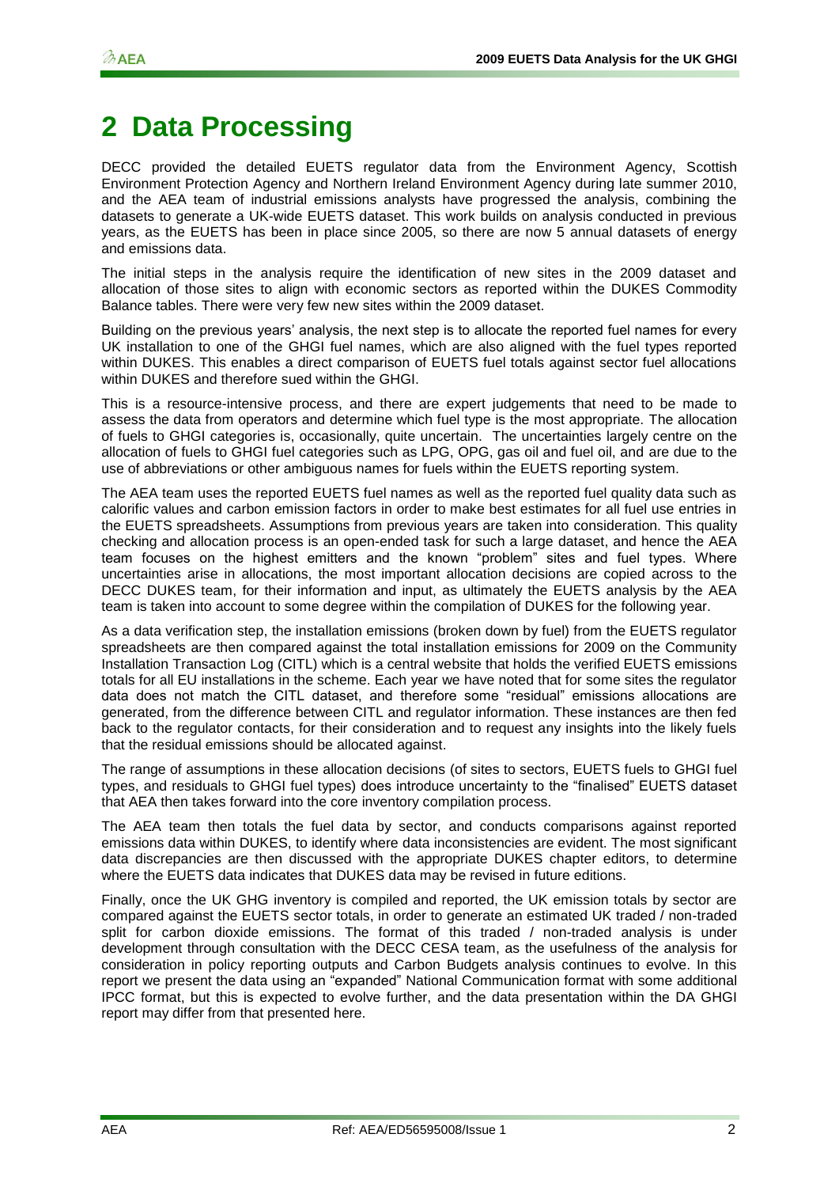# 2 Data Processing

DECC provided the detailed EUETS regulator data from the Environment Agency, Scottish Environment Protection Agency and Northern Ireland Environment Agency during late summer 2010, and the AEA team of industrial emissions analysts have progressed the analysis, combining the datasets to generate a UK-wide EUETS dataset. This work builds on analysis conducted in previous years, as the EUETS has been in place since 2005, so there are now 5 annual datasets of energy and emissions data.

The initial steps in the analysis require the identification of new sites in the 2009 dataset and allocation of those sites to align with economic sectors as reported within the DUKES Commodity Balance tables. There were very few new sites within the 2009 dataset.

Building on the previous years' analysis, the next step is to allocate the reported fuel names for every UK installation to one of the GHGI fuel names, which are also aligned with the fuel types reported within DUKES. This enables a direct comparison of EUETS fuel totals against sector fuel allocations within DUKES and therefore sued within the GHGI.

This is a resource-intensive process, and there are expert judgements that need to be made to assess the data from operators and determine which fuel type is the most appropriate. The allocation of fuels to GHGI categories is, occasionally, quite uncertain. The uncertainties largely centre on the allocation of fuels to GHGI fuel categories such as LPG, OPG, gas oil and fuel oil, and are due to the use of abbreviations or other ambiguous names for fuels within the EUETS reporting system.

The AEA team uses the reported EUETS fuel names as well as the reported fuel quality data such as calorific values and carbon emission factors in order to make best estimates for all fuel use entries in the EUETS spreadsheets. Assumptions from previous years are taken into consideration. This quality checking and allocation process is an open-ended task for such a large dataset, and hence the AEA team focuses on the highest emitters and the known "problem" sites and fuel types. Where uncertainties arise in allocations, the most important allocation decisions are copied across to the DECC DUKES team, for their information and input, as ultimately the EUETS analysis by the AEA team is taken into account to some degree within the compilation of DUKES for the following year.

As a data verification step, the installation emissions (broken down by fuel) from the EUETS regulator spreadsheets are then compared against the total installation emissions for 2009 on the Community Installation Transaction Log (CITL) which is a central website that holds the verified EUETS emissions totals for all EU installations in the scheme. Each year we have noted that for some sites the regulator data does not match the CITL dataset, and therefore some "residual" emissions allocations are generated, from the difference between CITL and regulator information. These instances are then fed back to the regulator contacts, for their consideration and to request any insights into the likely fuels that the residual emissions should be allocated against.

The range of assumptions in these allocation decisions (of sites to sectors, EUETS fuels to GHGI fuel types, and residuals to GHGI fuel types) does introduce uncertainty to the "finalised" EUETS dataset that AEA then takes forward into the core inventory compilation process.

The AEA team then totals the fuel data by sector, and conducts comparisons against reported emissions data within DUKES, to identify where data inconsistencies are evident. The most significant data discrepancies are then discussed with the appropriate DUKES chapter editors, to determine where the EUETS data indicates that DUKES data may be revised in future editions.

Finally, once the UK GHG inventory is compiled and reported, the UK emission totals by sector are compared against the EUETS sector totals, in order to generate an estimated UK traded / non-traded split for carbon dioxide emissions. The format of this traded / non-traded analysis is under development through consultation with the DECC CESA team, as the usefulness of the analysis for consideration in policy reporting outputs and Carbon Budgets analysis continues to evolve. In this report we present the data using an "expanded" National Communication format with some additional IPCC format, but this is expected to evolve further, and the data presentation within the DA GHGI report may differ from that presented here.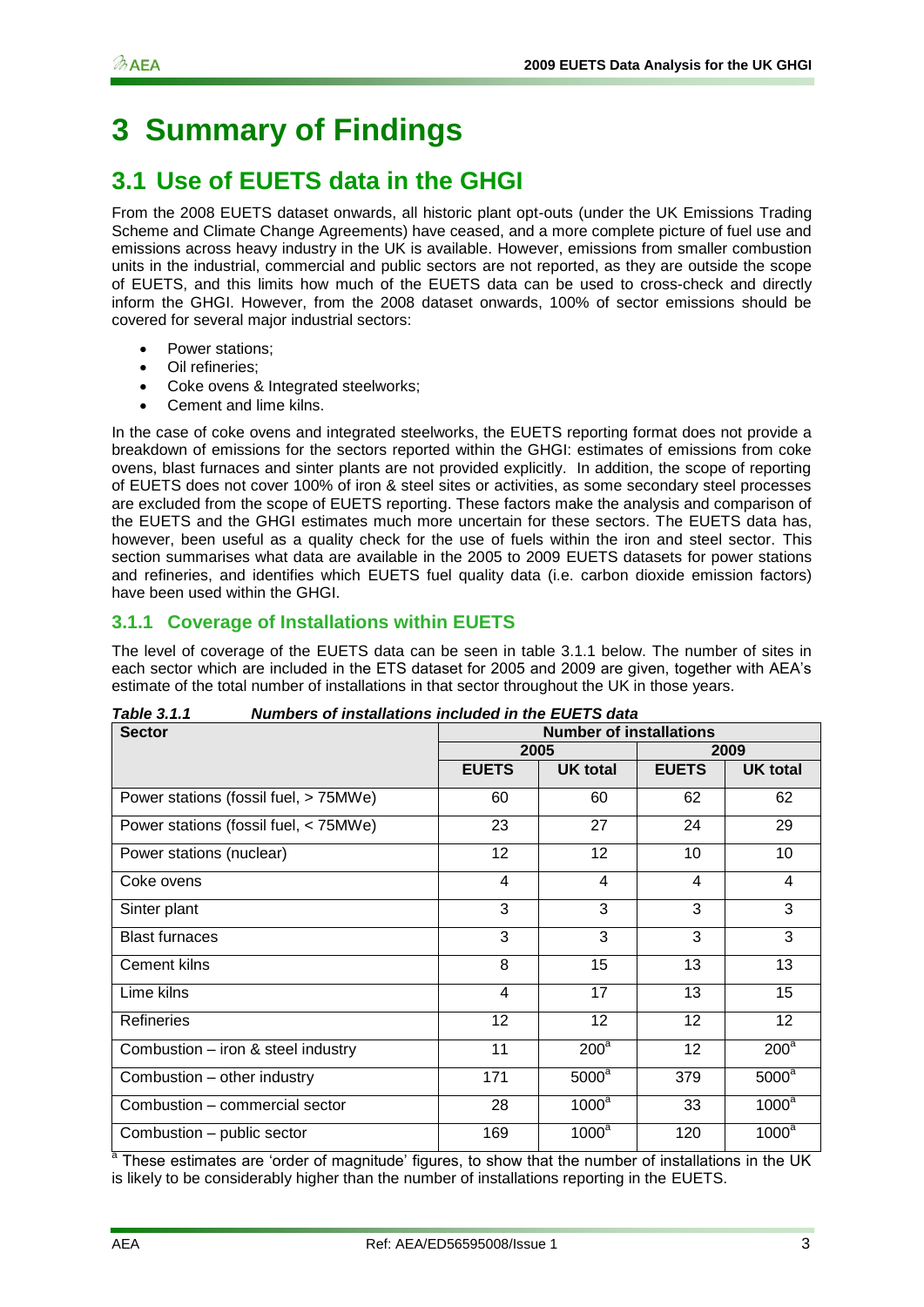# 3 Summary of Findings

## 3.1 Use of EUETS data in the GHGI

From the 2008 EUETS dataset onwards, all historic plant opt-outs (under the UK Emissions Trading Scheme and Climate Change Agreements) have ceased, and a more complete picture of fuel use and emissions across heavy industry in the UK is available. However, emissions from smaller combustion units in the industrial, commercial and public sectors are not reported, as they are outside the scope of EUETS, and this limits how much of the EUETS data can be used to cross-check and directly inform the GHGI. However, from the 2008 dataset onwards, 100% of sector emissions should be covered for several major industrial sectors:

- Power stations;
- Oil refineries;
- Coke ovens & Integrated steelworks;
- Cement and lime kilns.

In the case of coke ovens and integrated steelworks, the EUETS reporting format does not provide a breakdown of emissions for the sectors reported within the GHGI: estimates of emissions from coke ovens, blast furnaces and sinter plants are not provided explicitly. In addition, the scope of reporting of EUETS does not cover 100% of iron & steel sites or activities, as some secondary steel processes are excluded from the scope of EUETS reporting. These factors make the analysis and comparison of the EUETS and the GHGI estimates much more uncertain for these sectors. The EUETS data has, however, been useful as a quality check for the use of fuels within the iron and steel sector. This section summarises what data are available in the 2005 to 2009 EUETS datasets for power stations and refineries, and identifies which EUETS fuel quality data (i.e. carbon dioxide emission factors) have been used within the GHGI.

### 3.1.1 Coverage of Installations within EUETS

The level of coverage of the EUETS data can be seen in table 3.1.1 below. The number of sites in each sector which are included in the ETS dataset for 2005 and 2009 are given, together with AEA's estimate of the total number of installations in that sector throughout the UK in those years.

***Table 3.1.1 Numbers of installations included in the EUETS data***

| Sector | Number of installations | | | |
|---|---|---|---|---|
| | 2005 | | 2009 | |
| | EUETS | UK total | EUETS | UK total |
| Power stations (fossil fuel, > 75MWe) | 60 | 60 | 62 | 62 |
| Power stations (fossil fuel, < 75MWe) | 23 | 27 | 24 | 29 |
| Power stations (nuclear) | 12 | 12 | 10 | 10 |
| Coke ovens | 4 | 4 | 4 | 4 |
| Sinter plant | 3 | 3 | 3 | 3 |
| Blast furnaces | 3 | 3 | 3 | 3 |
| Cement kilns | 8 | 15 | 13 | 13 |
| Lime kilns | 4 | 17 | 13 | 15 |
| Refineries | 12 | 12 | 12 | 12 |
| Combustion – iron & steel industry | 11 | 200[a] | 12 | 200[a] |
| Combustion – other industry | 171 | 5000[a] | 379 | 5000[a] |
| Combustion – commercial sector | 28 | 1000[a] | 33 | 1000[a] |
| Combustion – public sector | 169 | 1000[a] | 120 | 1000[a] |

[a] These estimates are 'order of magnitude' figures, to show that the number of installations in the UK is likely to be considerably higher than the number of installations reporting in the EUETS.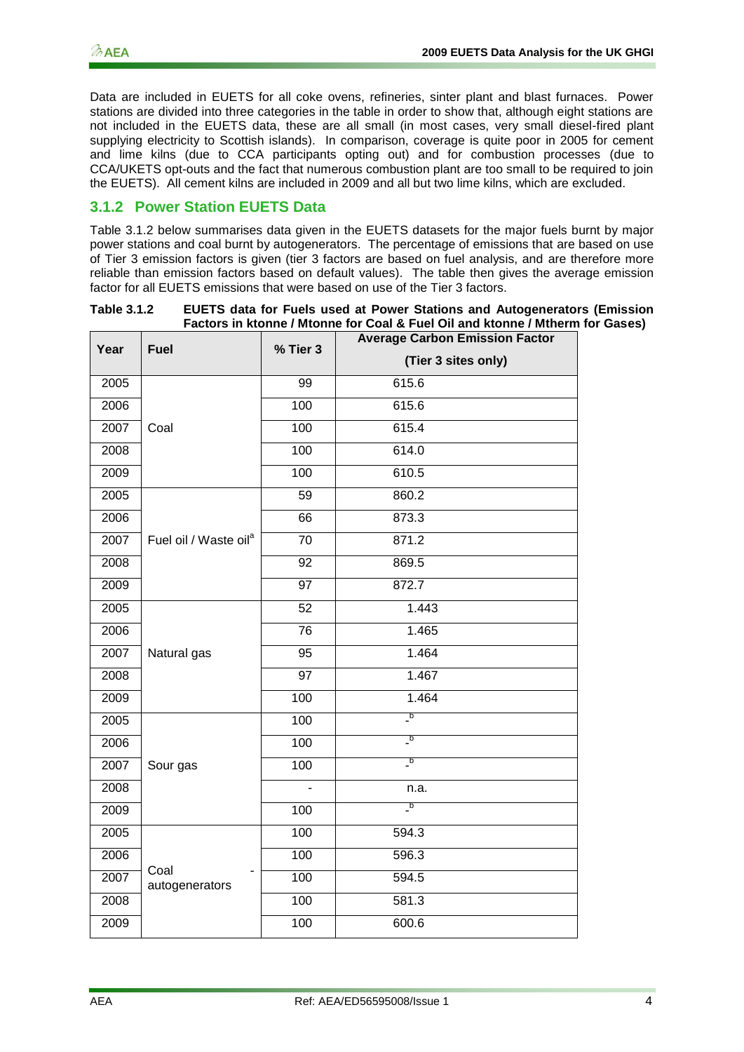Data are included in EUETS for all coke ovens, refineries, sinter plant and blast furnaces. Power stations are divided into three categories in the table in order to show that, although eight stations are not included in the EUETS data, these are all small (in most cases, very small diesel-fired plant supplying electricity to Scottish islands). In comparison, coverage is quite poor in 2005 for cement and lime kilns (due to CCA participants opting out) and for combustion processes (due to CCA/UKETS opt-outs and the fact that numerous combustion plant are too small to be required to join the EUETS). All cement kilns are included in 2009 and all but two lime kilns, which are excluded.

### 3.1.2 Power Station EUETS Data

Table 3.1.2 below summarises data given in the EUETS datasets for the major fuels burnt by major power stations and coal burnt by autogenerators. The percentage of emissions that are based on use of Tier 3 emission factors is given (tier 3 factors are based on fuel analysis, and are therefore more reliable than emission factors based on default values). The table then gives the average emission factor for all EUETS emissions that were based on use of the Tier 3 factors.

**Table 3.1.2 EUETS data for Fuels used at Power Stations and Autogenerators (Emission Factors in ktonne / Mtonne for Coal & Fuel Oil and ktonne / Mtherm for Gases)**

| Year | Fuel | % Tier 3 | Average Carbon Emission Factor (Tier 3 sites only) |
|---|---|---|---|
| 2005 | Coal | 99 | 615.6 |
| 2006 | | 100 | 615.6 |
| 2007 | | 100 | 615.4 |
| 2008 | | 100 | 614.0 |
| 2009 | | 100 | 610.5 |
| 2005 | Fuel oil / Waste oil[a] | 59 | 860.2 |
| 2006 | | 66 | 873.3 |
| 2007 | | 70 | 871.2 |
| 2008 | | 92 | 869.5 |
| 2009 | | 97 | 872.7 |
| 2005 | Natural gas | 52 | 1.443 |
| 2006 | | 76 | 1.465 |
| 2007 | | 95 | 1.464 |
| 2008 | | 97 | 1.467 |
| 2009 | | 100 | 1.464 |
| 2005 | Sour gas | 100 | -[b] |
| 2006 | | 100 | -[b] |
| 2007 | | 100 | -[b] |
| 2008 | | - | n.a. |
| 2009 | | 100 | -[b] |
| 2005 | Coal - autogenerators | 100 | 594.3 |
| 2006 | | 100 | 596.3 |
| 2007 | | 100 | 594.5 |
| 2008 | | 100 | 581.3 |
| 2009 | | 100 | 600.6 |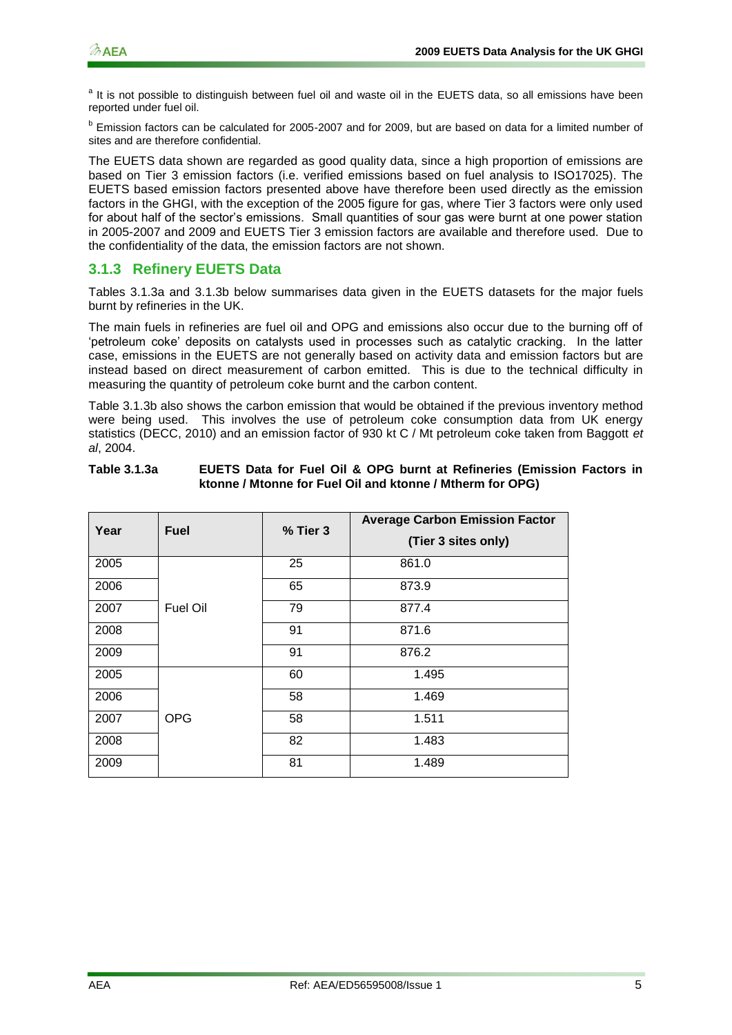[a] It is not possible to distinguish between fuel oil and waste oil in the EUETS data, so all emissions have been reported under fuel oil.

[b] Emission factors can be calculated for 2005-2007 and for 2009, but are based on data for a limited number of sites and are therefore confidential.

The EUETS data shown are regarded as good quality data, since a high proportion of emissions are based on Tier 3 emission factors (i.e. verified emissions based on fuel analysis to ISO17025). The EUETS based emission factors presented above have therefore been used directly as the emission factors in the GHGI, with the exception of the 2005 figure for gas, where Tier 3 factors were only used for about half of the sector's emissions. Small quantities of sour gas were burnt at one power station in 2005-2007 and 2009 and EUETS Tier 3 emission factors are available and therefore used. Due to the confidentiality of the data, the emission factors are not shown.

### 3.1.3 Refinery EUETS Data

Tables 3.1.3a and 3.1.3b below summarises data given in the EUETS datasets for the major fuels burnt by refineries in the UK.

The main fuels in refineries are fuel oil and OPG and emissions also occur due to the burning off of 'petroleum coke' deposits on catalysts used in processes such as catalytic cracking. In the latter case, emissions in the EUETS are not generally based on activity data and emission factors but are instead based on direct measurement of carbon emitted. This is due to the technical difficulty in measuring the quantity of petroleum coke burnt and the carbon content.

Table 3.1.3b also shows the carbon emission that would be obtained if the previous inventory method were being used. This involves the use of petroleum coke consumption data from UK energy statistics (DECC, 2010) and an emission factor of 930 kt C / Mt petroleum coke taken from Baggott *et al*, 2004.

**Table 3.1.3a EUETS Data for Fuel Oil & OPG burnt at Refineries (Emission Factors in ktonne / Mtonne for Fuel Oil and ktonne / Mtherm for OPG)**

| Year | Fuel | % Tier 3 | Average Carbon Emission Factor (Tier 3 sites only) |
|---|---|---|---|
| 2005 | Fuel Oil | 25 | 861.0 |
| 2006 | | 65 | 873.9 |
| 2007 | | 79 | 877.4 |
| 2008 | | 91 | 871.6 |
| 2009 | | 91 | 876.2 |
| 2005 | OPG | 60 | 1.495 |
| 2006 | | 58 | 1.469 |
| 2007 | | 58 | 1.511 |
| 2008 | | 82 | 1.483 |
| 2009 | | 81 | 1.489 |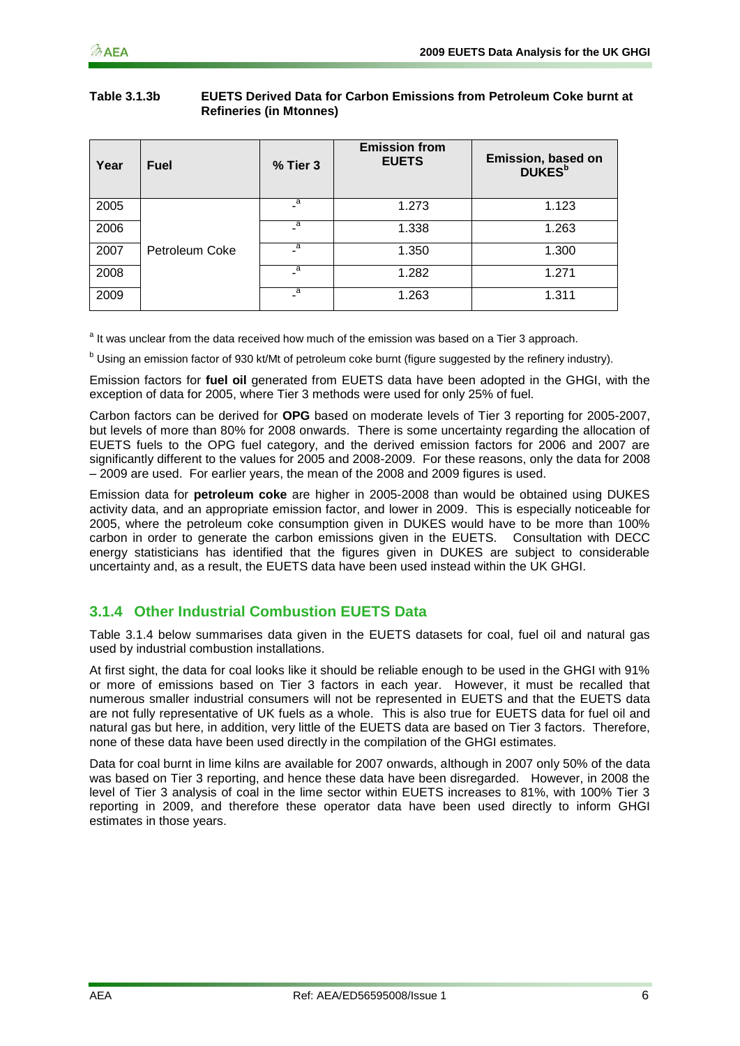**Table 3.1.3b EUETS Derived Data for Carbon Emissions from Petroleum Coke burnt at Refineries (in Mtonnes)**

| Year | Fuel | % Tier 3 | Emission from EUETS | Emission, based on DUKES[b] |
|---|---|---|---|---|
| 2005 | Petroleum Coke | -[a] | 1.273 | 1.123 |
| 2006 | | -[a] | 1.338 | 1.263 |
| 2007 | | -[a] | 1.350 | 1.300 |
| 2008 | | -[a] | 1.282 | 1.271 |
| 2009 | | -[a] | 1.263 | 1.311 |

[a] It was unclear from the data received how much of the emission was based on a Tier 3 approach.

[b] Using an emission factor of 930 kt/Mt of petroleum coke burnt (figure suggested by the refinery industry).

Emission factors for **fuel oil** generated from EUETS data have been adopted in the GHGI, with the exception of data for 2005, where Tier 3 methods were used for only 25% of fuel.

Carbon factors can be derived for **OPG** based on moderate levels of Tier 3 reporting for 2005-2007, but levels of more than 80% for 2008 onwards. There is some uncertainty regarding the allocation of EUETS fuels to the OPG fuel category, and the derived emission factors for 2006 and 2007 are significantly different to the values for 2005 and 2008-2009. For these reasons, only the data for 2008 – 2009 are used. For earlier years, the mean of the 2008 and 2009 figures is used.

Emission data for **petroleum coke** are higher in 2005-2008 than would be obtained using DUKES activity data, and an appropriate emission factor, and lower in 2009. This is especially noticeable for 2005, where the petroleum coke consumption given in DUKES would have to be more than 100% carbon in order to generate the carbon emissions given in the EUETS. Consultation with DECC energy statisticians has identified that the figures given in DUKES are subject to considerable uncertainty and, as a result, the EUETS data have been used instead within the UK GHGI.

### 3.1.4 Other Industrial Combustion EUETS Data

Table 3.1.4 below summarises data given in the EUETS datasets for coal, fuel oil and natural gas used by industrial combustion installations.

At first sight, the data for coal looks like it should be reliable enough to be used in the GHGI with 91% or more of emissions based on Tier 3 factors in each year. However, it must be recalled that numerous smaller industrial consumers will not be represented in EUETS and that the EUETS data are not fully representative of UK fuels as a whole. This is also true for EUETS data for fuel oil and natural gas but here, in addition, very little of the EUETS data are based on Tier 3 factors. Therefore, none of these data have been used directly in the compilation of the GHGI estimates.

Data for coal burnt in lime kilns are available for 2007 onwards, although in 2007 only 50% of the data was based on Tier 3 reporting, and hence these data have been disregarded. However, in 2008 the level of Tier 3 analysis of coal in the lime sector within EUETS increases to 81%, with 100% Tier 3 reporting in 2009, and therefore these operator data have been used directly to inform GHGI estimates in those years.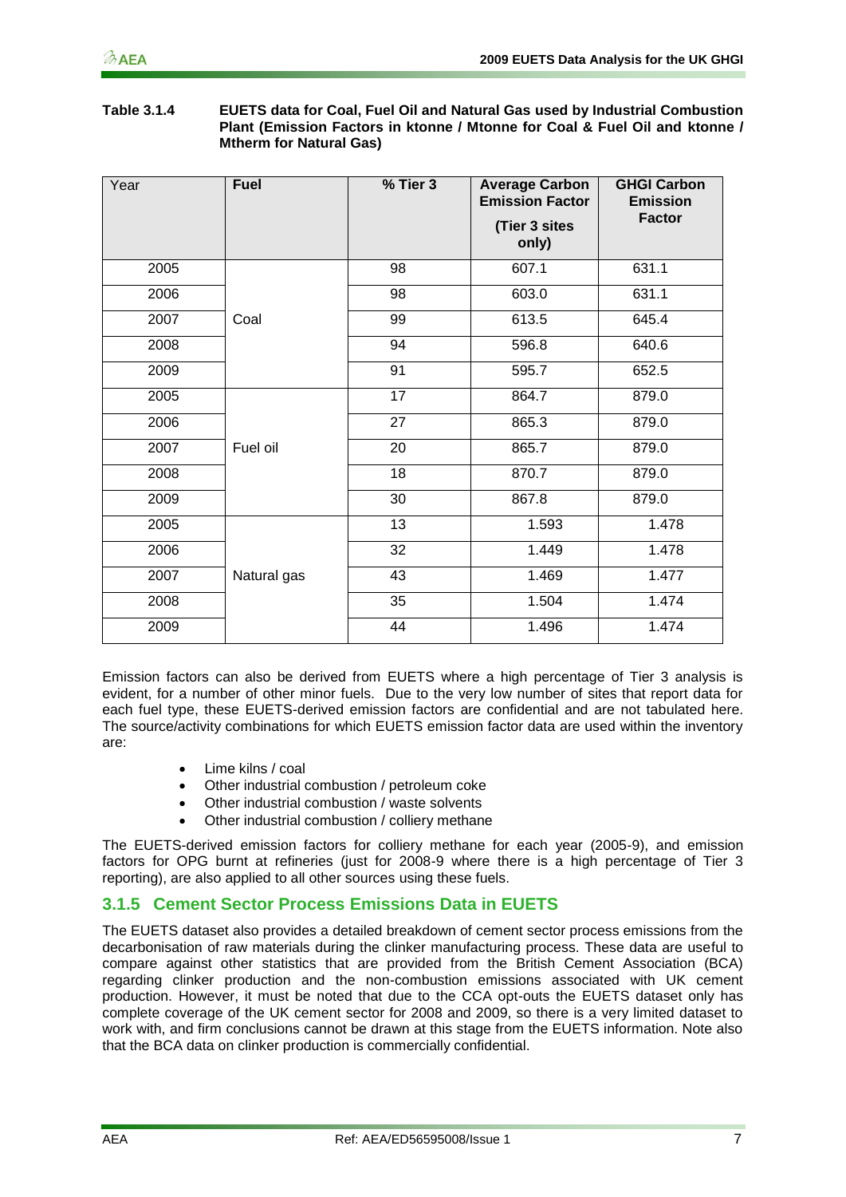**Table 3.1.4 EUETS data for Coal, Fuel Oil and Natural Gas used by Industrial Combustion Plant (Emission Factors in ktonne / Mtonne for Coal & Fuel Oil and ktonne / Mtherm for Natural Gas)**

| Year | Fuel | % Tier 3 | Average Carbon Emission Factor (Tier 3 sites only) | GHGI Carbon Emission Factor |
|---|---|---|---|---|
| 2005 | Coal | 98 | 607.1 | 631.1 |
| 2006 | | 98 | 603.0 | 631.1 |
| 2007 | | 99 | 613.5 | 645.4 |
| 2008 | | 94 | 596.8 | 640.6 |
| 2009 | | 91 | 595.7 | 652.5 |
| 2005 | Fuel oil | 17 | 864.7 | 879.0 |
| 2006 | | 27 | 865.3 | 879.0 |
| 2007 | | 20 | 865.7 | 879.0 |
| 2008 | | 18 | 870.7 | 879.0 |
| 2009 | | 30 | 867.8 | 879.0 |
| 2005 | Natural gas | 13 | 1.593 | 1.478 |
| 2006 | | 32 | 1.449 | 1.478 |
| 2007 | | 43 | 1.469 | 1.477 |
| 2008 | | 35 | 1.504 | 1.474 |
| 2009 | | 44 | 1.496 | 1.474 |

Emission factors can also be derived from EUETS where a high percentage of Tier 3 analysis is evident, for a number of other minor fuels. Due to the very low number of sites that report data for each fuel type, these EUETS-derived emission factors are confidential and are not tabulated here. The source/activity combinations for which EUETS emission factor data are used within the inventory are:

- Lime kilns / coal
- Other industrial combustion / petroleum coke
- Other industrial combustion / waste solvents
- Other industrial combustion / colliery methane

The EUETS-derived emission factors for colliery methane for each year (2005-9), and emission factors for OPG burnt at refineries (just for 2008-9 where there is a high percentage of Tier 3 reporting), are also applied to all other sources using these fuels.

### 3.1.5 Cement Sector Process Emissions Data in EUETS

The EUETS dataset also provides a detailed breakdown of cement sector process emissions from the decarbonisation of raw materials during the clinker manufacturing process. These data are useful to compare against other statistics that are provided from the British Cement Association (BCA) regarding clinker production and the non-combustion emissions associated with UK cement production. However, it must be noted that due to the CCA opt-outs the EUETS dataset only has complete coverage of the UK cement sector for 2008 and 2009, so there is a very limited dataset to work with, and firm conclusions cannot be drawn at this stage from the EUETS information. Note also that the BCA data on clinker production is commercially confidential.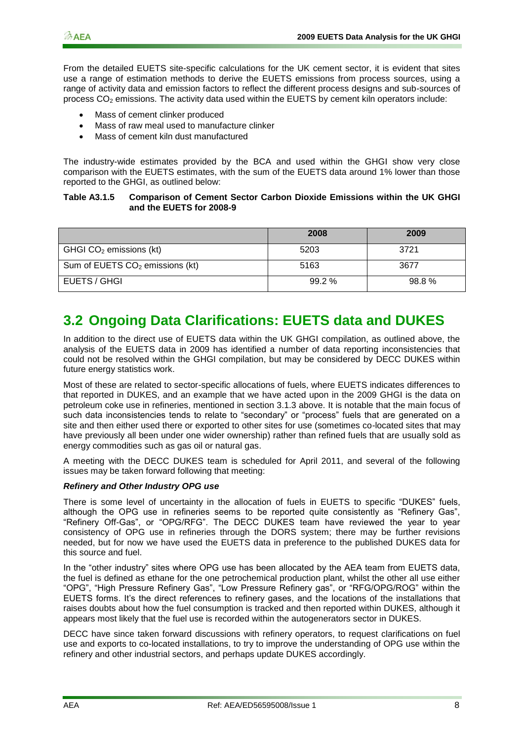From the detailed EUETS site-specific calculations for the UK cement sector, it is evident that sites use a range of estimation methods to derive the EUETS emissions from process sources, using a range of activity data and emission factors to reflect the different process designs and sub-sources of process $CO_2$ emissions. The activity data used within the EUETS by cement kiln operators include:

- Mass of cement clinker produced
- Mass of raw meal used to manufacture clinker
- Mass of cement kiln dust manufactured

The industry-wide estimates provided by the BCA and used within the GHGI show very close comparison with the EUETS estimates, with the sum of the EUETS data around 1% lower than those reported to the GHGI, as outlined below:

**Table A3.1.5 Comparison of Cement Sector Carbon Dioxide Emissions within the UK GHGI and the EUETS for 2008-9**

| | 2008 | 2009 |
|---|---|---|
| GHGI $CO_2$ emissions (kt) | 5203 | 3721 |
| Sum of EUETS $CO_2$ emissions (kt) | 5163 | 3677 |
| EUETS / GHGI | 99.2 % | 98.8 % |

## 3.2 Ongoing Data Clarifications: EUETS data and DUKES

In addition to the direct use of EUETS data within the UK GHGI compilation, as outlined above, the analysis of the EUETS data in 2009 has identified a number of data reporting inconsistencies that could not be resolved within the GHGI compilation, but may be considered by DECC DUKES within future energy statistics work.

Most of these are related to sector-specific allocations of fuels, where EUETS indicates differences to that reported in DUKES, and an example that we have acted upon in the 2009 GHGI is the data on petroleum coke use in refineries, mentioned in section 3.1.3 above. It is notable that the main focus of such data inconsistencies tends to relate to "secondary" or "process" fuels that are generated on a site and then either used there or exported to other sites for use (sometimes co-located sites that may have previously all been under one wider ownership) rather than refined fuels that are usually sold as energy commodities such as gas oil or natural gas.

A meeting with the DECC DUKES team is scheduled for April 2011, and several of the following issues may be taken forward following that meeting:

***Refinery and Other Industry OPG use***

There is some level of uncertainty in the allocation of fuels in EUETS to specific "DUKES" fuels, although the OPG use in refineries seems to be reported quite consistently as "Refinery Gas", "Refinery Off-Gas", or "OPG/RFG". The DECC DUKES team have reviewed the year to year consistency of OPG use in refineries through the DORS system; there may be further revisions needed, but for now we have used the EUETS data in preference to the published DUKES data for this source and fuel.

In the "other industry" sites where OPG use has been allocated by the AEA team from EUETS data, the fuel is defined as ethane for the one petrochemical production plant, whilst the other all use either "OPG", "High Pressure Refinery Gas", "Low Pressure Refinery gas", or "RFG/OPG/ROG" within the EUETS forms. It's the direct references to refinery gases, and the locations of the installations that raises doubts about how the fuel consumption is tracked and then reported within DUKES, although it appears most likely that the fuel use is recorded within the autogenerators sector in DUKES.

DECC have since taken forward discussions with refinery operators, to request clarifications on fuel use and exports to co-located installations, to try to improve the understanding of OPG use within the refinery and other industrial sectors, and perhaps update DUKES accordingly.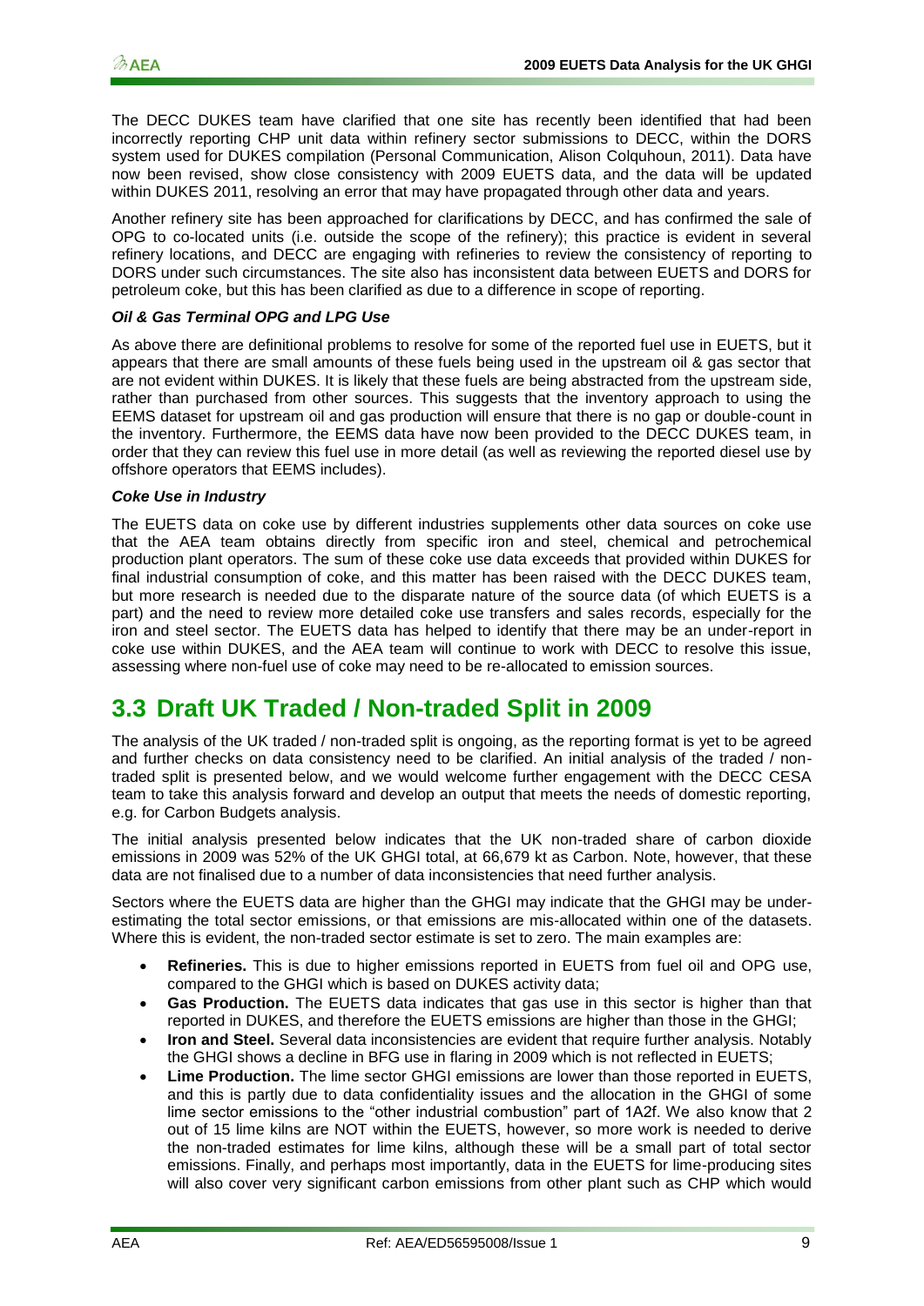The DECC DUKES team have clarified that one site has recently been identified that had been incorrectly reporting CHP unit data within refinery sector submissions to DECC, within the DORS system used for DUKES compilation (Personal Communication, Alison Colquhoun, 2011). Data have now been revised, show close consistency with 2009 EUETS data, and the data will be updated within DUKES 2011, resolving an error that may have propagated through other data and years.

Another refinery site has been approached for clarifications by DECC, and has confirmed the sale of OPG to co-located units (i.e. outside the scope of the refinery); this practice is evident in several refinery locations, and DECC are engaging with refineries to review the consistency of reporting to DORS under such circumstances. The site also has inconsistent data between EUETS and DORS for petroleum coke, but this has been clarified as due to a difference in scope of reporting.

***Oil & Gas Terminal OPG and LPG Use***

As above there are definitional problems to resolve for some of the reported fuel use in EUETS, but it appears that there are small amounts of these fuels being used in the upstream oil & gas sector that are not evident within DUKES. It is likely that these fuels are being abstracted from the upstream side, rather than purchased from other sources. This suggests that the inventory approach to using the EEMS dataset for upstream oil and gas production will ensure that there is no gap or double-count in the inventory. Furthermore, the EEMS data have now been provided to the DECC DUKES team, in order that they can review this fuel use in more detail (as well as reviewing the reported diesel use by offshore operators that EEMS includes).

***Coke Use in Industry***

The EUETS data on coke use by different industries supplements other data sources on coke use that the AEA team obtains directly from specific iron and steel, chemical and petrochemical production plant operators. The sum of these coke use data exceeds that provided within DUKES for final industrial consumption of coke, and this matter has been raised with the DECC DUKES team, but more research is needed due to the disparate nature of the source data (of which EUETS is a part) and the need to review more detailed coke use transfers and sales records, especially for the iron and steel sector. The EUETS data has helped to identify that there may be an under-report in coke use within DUKES, and the AEA team will continue to work with DECC to resolve this issue, assessing where non-fuel use of coke may need to be re-allocated to emission sources.

## 3.3 Draft UK Traded / Non-traded Split in 2009

The analysis of the UK traded / non-traded split is ongoing, as the reporting format is yet to be agreed and further checks on data consistency need to be clarified. An initial analysis of the traded / non-traded split is presented below, and we would welcome further engagement with the DECC CESA team to take this analysis forward and develop an output that meets the needs of domestic reporting, e.g. for Carbon Budgets analysis.

The initial analysis presented below indicates that the UK non-traded share of carbon dioxide emissions in 2009 was 52% of the UK GHGI total, at 66,679 kt as Carbon. Note, however, that these data are not finalised due to a number of data inconsistencies that need further analysis.

Sectors where the EUETS data are higher than the GHGI may indicate that the GHGI may be under-estimating the total sector emissions, or that emissions are mis-allocated within one of the datasets. Where this is evident, the non-traded sector estimate is set to zero. The main examples are:

- **Refineries.** This is due to higher emissions reported in EUETS from fuel oil and OPG use, compared to the GHGI which is based on DUKES activity data;
- **Gas Production.** The EUETS data indicates that gas use in this sector is higher than that reported in DUKES, and therefore the EUETS emissions are higher than those in the GHGI;
- **Iron and Steel.** Several data inconsistencies are evident that require further analysis. Notably the GHGI shows a decline in BFG use in flaring in 2009 which is not reflected in EUETS;
- **Lime Production.** The lime sector GHGI emissions are lower than those reported in EUETS, and this is partly due to data confidentiality issues and the allocation in the GHGI of some lime sector emissions to the "other industrial combustion" part of 1A2f. We also know that 2 out of 15 lime kilns are NOT within the EUETS, however, so more work is needed to derive the non-traded estimates for lime kilns, although these will be a small part of total sector emissions. Finally, and perhaps most importantly, data in the EUETS for lime-producing sites will also cover very significant carbon emissions from other plant such as CHP which would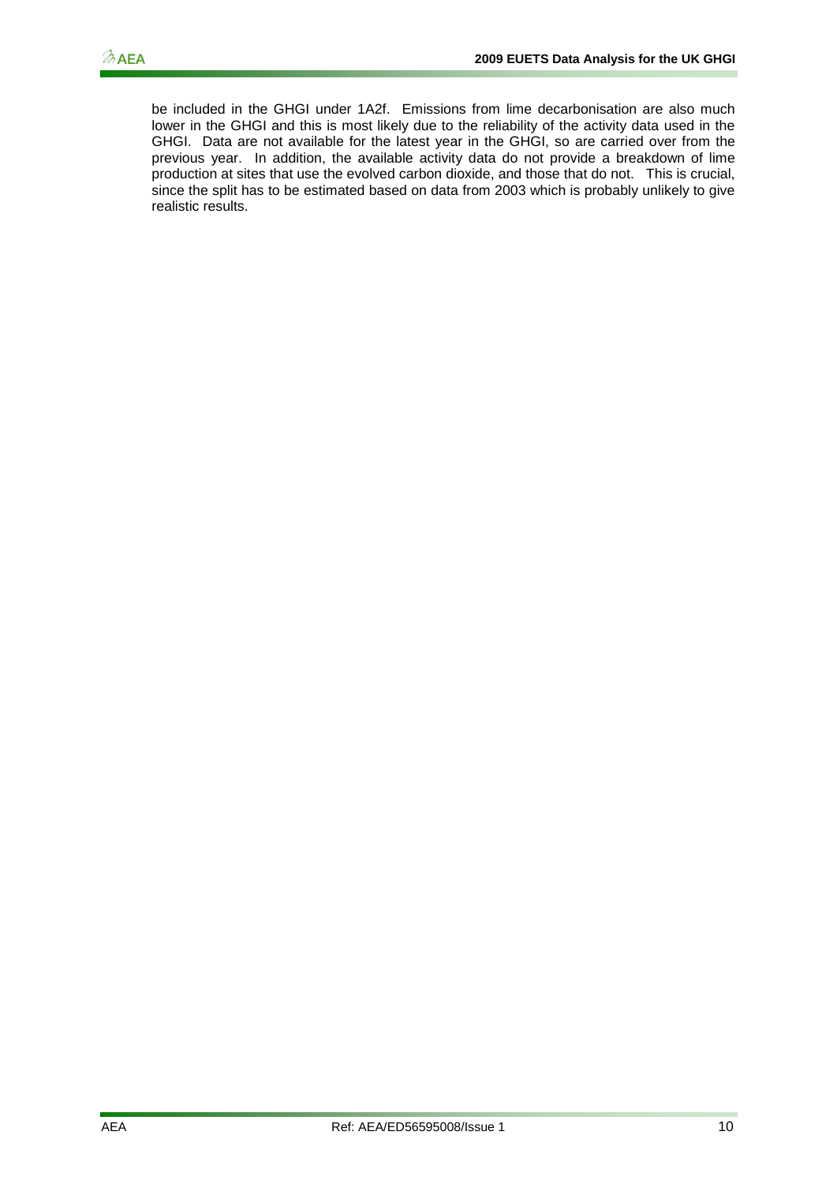be included in the GHGI under 1A2f. Emissions from lime decarbonisation are also much lower in the GHGI and this is most likely due to the reliability of the activity data used in the GHGI. Data are not available for the latest year in the GHGI, so are carried over from the previous year. In addition, the available activity data do not provide a breakdown of lime production at sites that use the evolved carbon dioxide, and those that do not. This is crucial, since the split has to be estimated based on data from 2003 which is probably unlikely to give realistic results.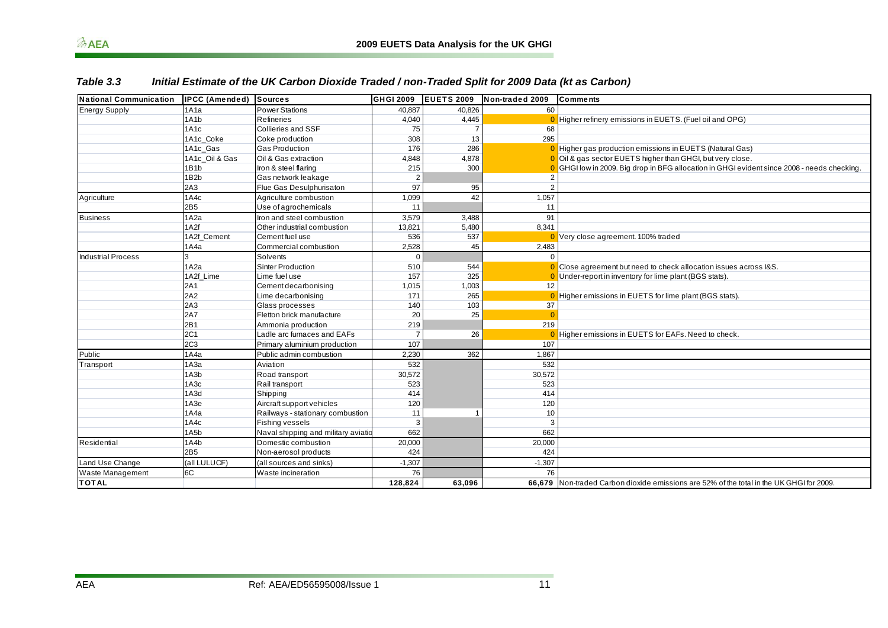### *Table 3.3 Initial Estimate of the UK Carbon Dioxide Traded / non-Traded Split for 2009 Data (kt as Carbon)*

| National Communication | IPCC (Amended) | Sources | GHGI 2009 | EUETS 2009 | Non-traded 2009 | Comments |
|---|---|---|---|---|---|---|
| Energy Supply | 1A1a | Power Stations | 40,887 | 40,826 | 60 | |
| | 1A1b | Refineries | 4,040 | 4,445 | 0 | Higher refinery emissions in EUETS. (Fuel oil and OPG) |
| | 1A1c | Collieries and SSF | 75 | 7 | 68 | |
| | 1A1c_Coke | Coke production | 308 | 13 | 295 | |
| | 1A1c_Gas | Gas Production | 176 | 286 | 0 | Higher gas production emissions in EUETS (Natural Gas) |
| | 1A1c_Oil & Gas | Oil & Gas extraction | 4,848 | 4,878 | 0 | Oil & gas sector EUETS higher than GHGI, but very close. |
| | 1B1b | Iron & steel flaring | 215 | 300 | 0 | GHGI low in 2009. Big drop in BFG allocation in GHGI evident since 2008 - needs checking. |
| | 1B2b | Gas network leakage | 2 | | 2 | |
| | 2A3 | Flue Gas Desulphurisaton | 97 | 95 | 2 | |
| Agriculture | 1A4c | Agriculture combustion | 1,099 | 42 | 1,057 | |
| | 2B5 | Use of agrochemicals | 11 | | 11 | |
| Business | 1A2a | Iron and steel combustion | 3,579 | 3,488 | 91 | |
| | 1A2f | Other industrial combustion | 13,821 | 5,480 | 8,341 | |
| | 1A2f_Cement | Cement fuel use | 536 | 537 | 0 | Very close agreement. 100% traded |
| | 1A4a | Commercial combustion | 2,528 | 45 | 2,483 | |
| Industrial Process | 3 | Solvents | 0 | | 0 | |
| | 1A2a | Sinter Production | 510 | 544 | 0 | Close agreement but need to check allocation issues across I&S. |
| | 1A2f_Lime | Lime fuel use | 157 | 325 | 0 | Under-report in inventory for lime plant (BGS stats). |
| | 2A1 | Cement decarbonising | 1,015 | 1,003 | 12 | |
| | 2A2 | Lime decarbonising | 171 | 265 | 0 | Higher emissions in EUETS for lime plant (BGS stats). |
| | 2A3 | Glass processes | 140 | 103 | 37 | |
| | 2A7 | Fletton brick manufacture | 20 | 25 | 0 | |
| | 2B1 | Ammonia production | 219 | | 219 | |
| | 2C1 | Ladle arc furnaces and EAFs | 7 | 26 | 0 | Higher emissions in EUETS for EAFs. Need to check. |
| | 2C3 | Primary aluminium production | 107 | | 107 | |
| Public | 1A4a | Public admin combustion | 2,230 | 362 | 1,867 | |
| Transport | 1A3a | Aviation | 532 | | 532 | |
| | 1A3b | Road transport | 30,572 | | 30,572 | |
| | 1A3c | Rail transport | 523 | | 523 | |
| | 1A3d | Shipping | 414 | | 414 | |
| | 1A3e | Aircraft support vehicles | 120 | | 120 | |
| | 1A4a | Railways - stationary combustion | 11 | 1 | 10 | |
| | 1A4c | Fishing vessels | 3 | | 3 | |
| | 1A5b | Naval shipping and military aviatio | 662 | | 662 | |
| Residential | 1A4b | Domestic combustion | 20,000 | | 20,000 | |
| | 2B5 | Non-aerosol products | 424 | | 424 | |
| Land Use Change | (all LULUCF) | (all sources and sinks) | -1,307 | | -1,307 | |
| Waste Management | 6C | Waste incineration | 76 | | 76 | |
| **TOTAL** | | | **128,824** | **63,096** | **66,679** | Non-traded Carbon dioxide emissions are 52% of the total in the UK GHGI for 2009. |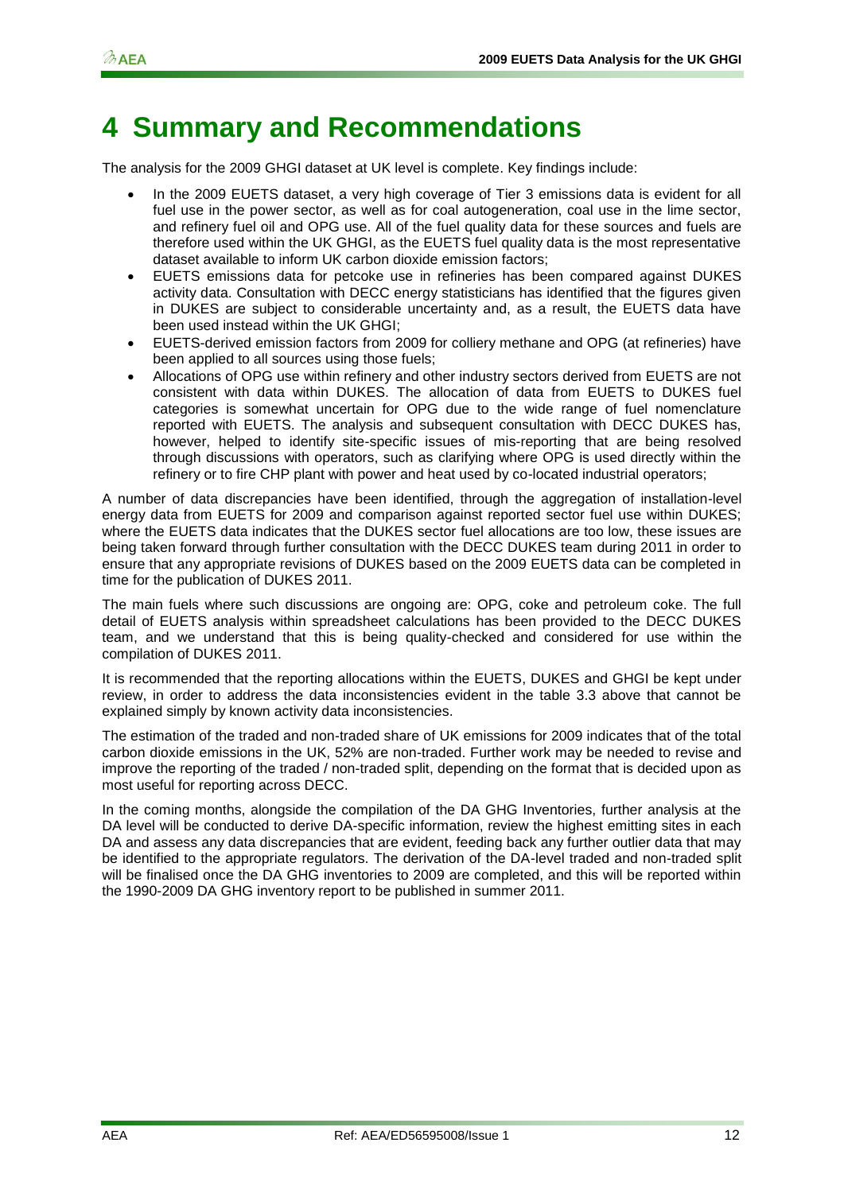# 4 Summary and Recommendations

The analysis for the 2009 GHGI dataset at UK level is complete. Key findings include:

- In the 2009 EUETS dataset, a very high coverage of Tier 3 emissions data is evident for all fuel use in the power sector, as well as for coal autogeneration, coal use in the lime sector, and refinery fuel oil and OPG use. All of the fuel quality data for these sources and fuels are therefore used within the UK GHGI, as the EUETS fuel quality data is the most representative dataset available to inform UK carbon dioxide emission factors;
- EUETS emissions data for petcoke use in refineries has been compared against DUKES activity data. Consultation with DECC energy statisticians has identified that the figures given in DUKES are subject to considerable uncertainty and, as a result, the EUETS data have been used instead within the UK GHGI;
- EUETS-derived emission factors from 2009 for colliery methane and OPG (at refineries) have been applied to all sources using those fuels;
- Allocations of OPG use within refinery and other industry sectors derived from EUETS are not consistent with data within DUKES. The allocation of data from EUETS to DUKES fuel categories is somewhat uncertain for OPG due to the wide range of fuel nomenclature reported with EUETS. The analysis and subsequent consultation with DECC DUKES has, however, helped to identify site-specific issues of mis-reporting that are being resolved through discussions with operators, such as clarifying where OPG is used directly within the refinery or to fire CHP plant with power and heat used by co-located industrial operators;

A number of data discrepancies have been identified, through the aggregation of installation-level energy data from EUETS for 2009 and comparison against reported sector fuel use within DUKES; where the EUETS data indicates that the DUKES sector fuel allocations are too low, these issues are being taken forward through further consultation with the DECC DUKES team during 2011 in order to ensure that any appropriate revisions of DUKES based on the 2009 EUETS data can be completed in time for the publication of DUKES 2011.

The main fuels where such discussions are ongoing are: OPG, coke and petroleum coke. The full detail of EUETS analysis within spreadsheet calculations has been provided to the DECC DUKES team, and we understand that this is being quality-checked and considered for use within the compilation of DUKES 2011.

It is recommended that the reporting allocations within the EUETS, DUKES and GHGI be kept under review, in order to address the data inconsistencies evident in the table 3.3 above that cannot be explained simply by known activity data inconsistencies.

The estimation of the traded and non-traded share of UK emissions for 2009 indicates that of the total carbon dioxide emissions in the UK, 52% are non-traded. Further work may be needed to revise and improve the reporting of the traded / non-traded split, depending on the format that is decided upon as most useful for reporting across DECC.

In the coming months, alongside the compilation of the DA GHG Inventories, further analysis at the DA level will be conducted to derive DA-specific information, review the highest emitting sites in each DA and assess any data discrepancies that are evident, feeding back any further outlier data that may be identified to the appropriate regulators. The derivation of the DA-level traded and non-traded split will be finalised once the DA GHG inventories to 2009 are completed, and this will be reported within the 1990-2009 DA GHG inventory report to be published in summer 2011.